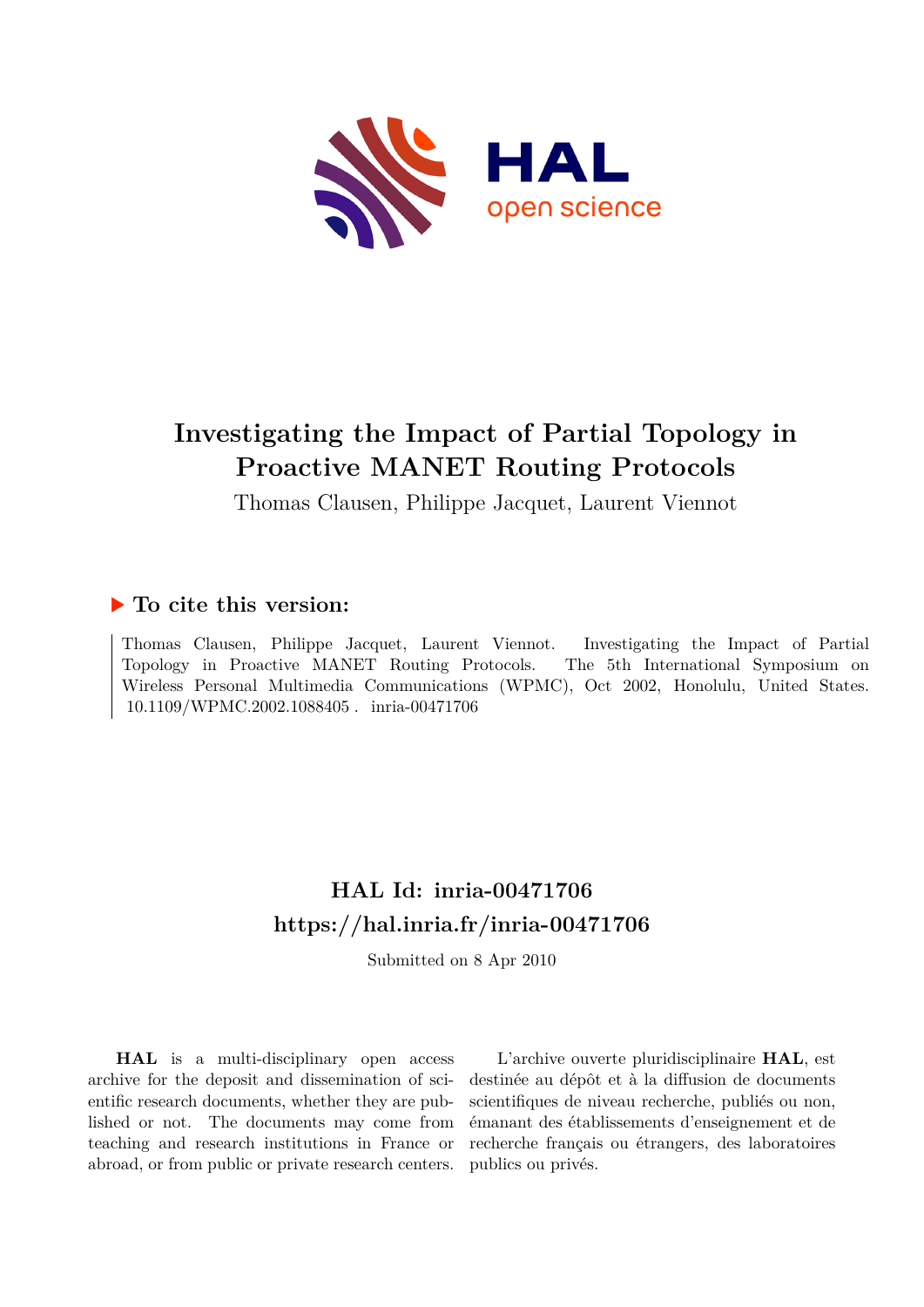# Investigating the Impact of Partial Topology in Proactive MANET Routing Protocols

Thomas Clausen, Philippe Jacquet, Laurent Viennot

## ▶ To cite this version:

Thomas Clausen, Philippe Jacquet, Laurent Viennot. Investigating the Impact of Partial Topology in Proactive MANET Routing Protocols. The 5th International Symposium on Wireless Personal Multimedia Communications (WPMC), Oct 2002, Honolulu, United States. 10.1109/WPMC.2002.1088405 . inria-00471706

## HAL Id: inria-00471706
## https://hal.inria.fr/inria-00471706

Submitted on 8 Apr 2010

**HAL** is a multi-disciplinary open access archive for the deposit and dissemination of scientific research documents, whether they are published or not. The documents may come from teaching and research institutions in France or abroad, or from public or private research centers.

L'archive ouverte pluridisciplinaire **HAL**, est destinée au dépôt et à la diffusion de documents scientifiques de niveau recherche, publiés ou non, émanant des établissements d'enseignement et de recherche français ou étrangers, des laboratoires publics ou privés.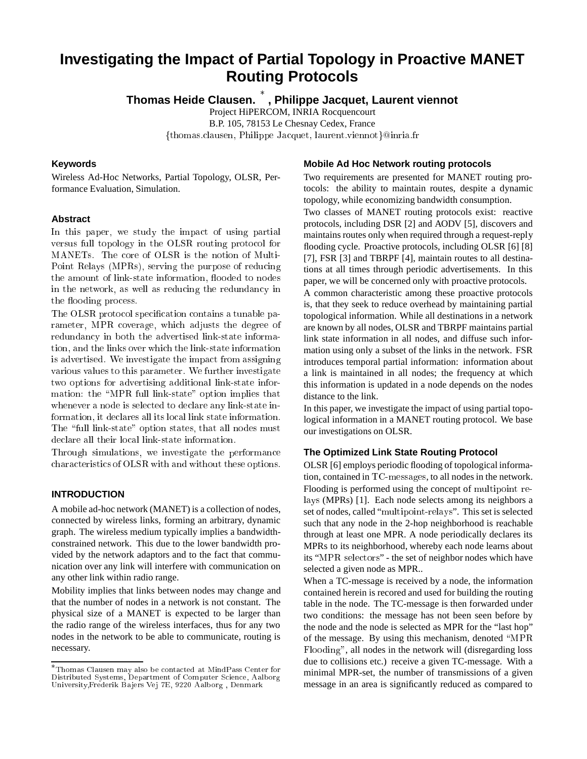# Investigating the Impact of Partial Topology in Proactive MANET Routing Protocols

**Thomas Heide Clausen.** [*] **, Philippe Jacquet, Laurent viennot**

Project HiPERCOM, INRIA Rocquencourt
B.P. 105, 78153 Le Chesnay Cedex, France
{thomas.clausen, Philippe Jacquet, laurent.viennot}@inria.fr

### Keywords

Wireless Ad-Hoc Networks, Partial Topology, OLSR, Performance Evaluation, Simulation.

### Abstract

In this paper, we study the impact of using partial versus full topology in the OLSR routing protocol for MANETs. The core of OLSR is the notion of Multi-Point Relays (MPRs), serving the purpose of reducing the amount of link-state information, flooded to nodes in the network, as well as reducing the redundancy in the flooding process.

The OLSR protocol specification contains a tunable parameter, MPR coverage, which adjusts the degree of redundancy in both the advertised link-state information, and the links over which the link-state information is advertised. We investigate the impact from assigning various values to this parameter. We further investigate two options for advertising additional link-state information: the "MPR full link-state" option implies that whenever a node is selected to declare any link-state information, it declares all its local link state information. The "full link-state" option states, that all nodes must declare all their local link-state information.

Through simulations, we investigate the performance characteristics of OLSR with and without these options.

### INTRODUCTION

A mobile ad-hoc network (MANET) is a collection of nodes, connected by wireless links, forming an arbitrary, dynamic graph. The wireless medium typically implies a bandwidth-constrained network. This due to the lower bandwidth provided by the network adaptors and to the fact that communication over any link will interfere with communication on any other link within radio range.

Mobility implies that links between nodes may change and that the number of nodes in a network is not constant. The physical size of a MANET is expected to be larger than the radio range of the wireless interfaces, thus for any two nodes in the network to be able to communicate, routing is necessary.

### Mobile Ad Hoc Network routing protocols

Two requirements are presented for MANET routing protocols: the ability to maintain routes, despite a dynamic topology, while economizing bandwidth consumption.

Two classes of MANET routing protocols exist: reactive protocols, including DSR [2] and AODV [5], discovers and maintains routes only when required through a request-reply flooding cycle. Proactive protocols, including OLSR [6] [8] [7], FSR [3] and TBRPF [4], maintain routes to all destinations at all times through periodic advertisements. In this paper, we will be concerned only with proactive protocols.

A common characteristic among these proactive protocols is, that they seek to reduce overhead by maintaining partial topological information. While all destinations in a network are known by all nodes, OLSR and TBRPF maintains partial link state information in all nodes, and diffuse such information using only a subset of the links in the network. FSR introduces temporal partial information: information about a link is maintained in all nodes; the frequency at which this information is updated in a node depends on the nodes distance to the link.

In this paper, we investigate the impact of using partial topological information in a MANET routing protocol. We base our investigations on OLSR.

### The Optimized Link State Routing Protocol

OLSR [6] employs periodic flooding of topological information, contained in TC-messages, to all nodes in the network. Flooding is performed using the concept of multipoint relays (MPRs) [1]. Each node selects among its neighbors a set of nodes, called "multipoint-relays". This set is selected such that any node in the 2-hop neighborhood is reachable through at least one MPR. A node periodically declares its MPRs to its neighborhood, whereby each node learns about its "MPR selectors" - the set of neighbor nodes which have selected a given node as MPR..

When a TC-message is received by a node, the information contained herein is recored and used for building the routing table in the node. The TC-message is then forwarded under two conditions: the message has not been seen before by the node and the node is selected as MPR for the "last hop" of the message. By using this mechanism, denoted "MPR Flooding", all nodes in the network will (disregarding loss due to collisions etc.) receive a given TC-message. With a minimal MPR-set, the number of transmissions of a given message in an area is significantly reduced as compared to

[*] Thomas Clausen may also be contacted at MindPass Center for Distributed Systems, Department of Computer Science, Aalborg University,Frederik Bajers Vej 7E, 9220 Aalborg , Denmark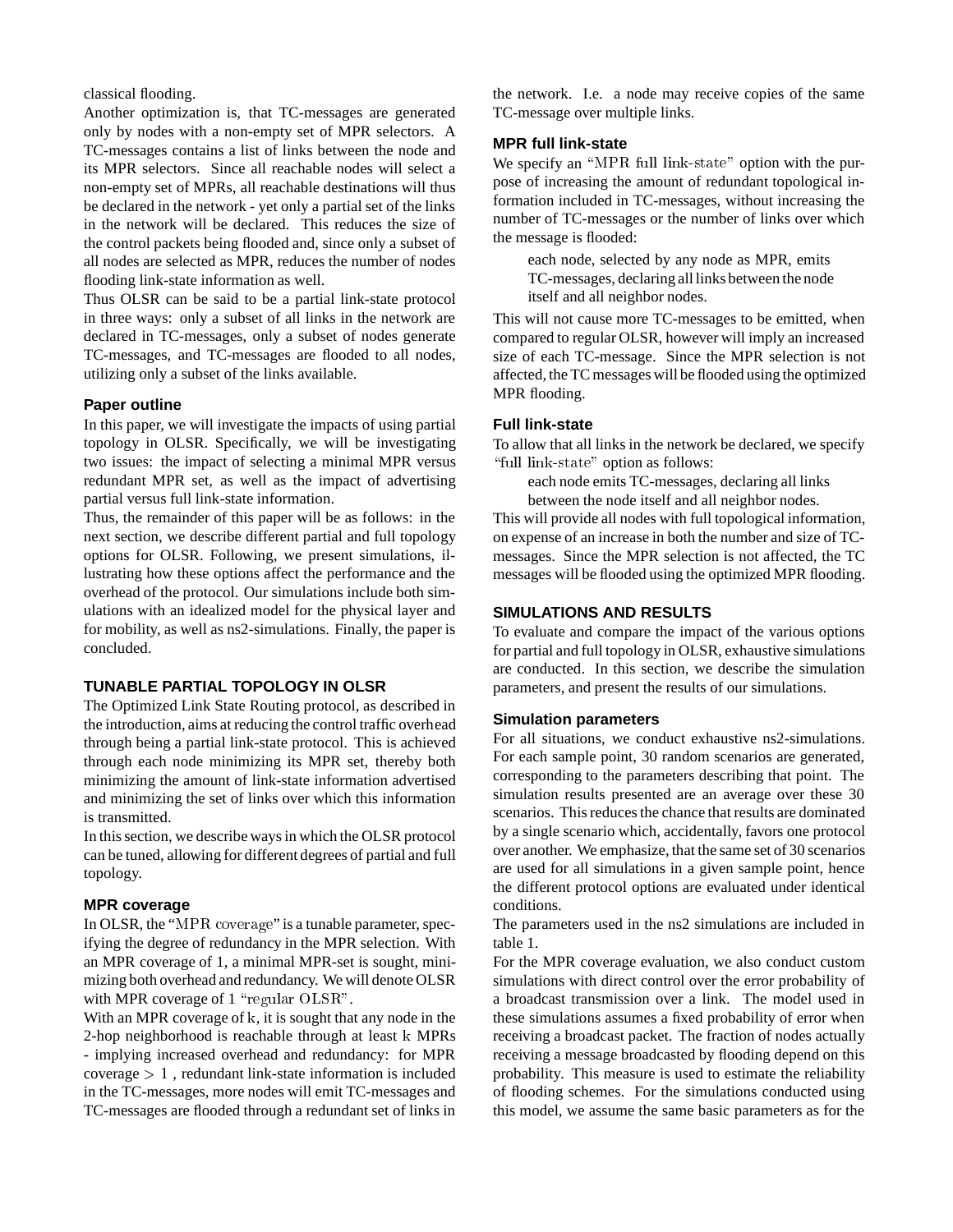classical flooding.

Another optimization is, that TC-messages are generated only by nodes with a non-empty set of MPR selectors. A TC-messages contains a list of links between the node and its MPR selectors. Since all reachable nodes will select a non-empty set of MPRs, all reachable destinations will thus be declared in the network - yet only a partial set of the links in the network will be declared. This reduces the size of the control packets being flooded and, since only a subset of all nodes are selected as MPR, reduces the number of nodes flooding link-state information as well.

Thus OLSR can be said to be a partial link-state protocol in three ways: only a subset of all links in the network are declared in TC-messages, only a subset of nodes generate TC-messages, and TC-messages are flooded to all nodes, utilizing only a subset of the links available.

### Paper outline

In this paper, we will investigate the impacts of using partial topology in OLSR. Specifically, we will be investigating two issues: the impact of selecting a minimal MPR versus redundant MPR set, as well as the impact of advertising partial versus full link-state information.

Thus, the remainder of this paper will be as follows: in the next section, we describe different partial and full topology options for OLSR. Following, we present simulations, illustrating how these options affect the performance and the overhead of the protocol. Our simulations include both simulations with an idealized model for the physical layer and for mobility, as well as ns2-simulations. Finally, the paper is concluded.

## TUNABLE PARTIAL TOPOLOGY IN OLSR

The Optimized Link State Routing protocol, as described in the introduction, aims at reducing the control traffic overhead through being a partial link-state protocol. This is achieved through each node minimizing its MPR set, thereby both minimizing the amount of link-state information advertised and minimizing the set of links over which this information is transmitted.

In this section, we describe ways in which the OLSR protocol can be tuned, allowing for different degrees of partial and full topology.

### MPR coverage

In OLSR, the "$\mathrm{MPR\ coverage}$" is a tunable parameter, specifying the degree of redundancy in the MPR selection. With an MPR coverage of 1, a minimal MPR-set is sought, minimizing both overhead and redundancy. We will denote OLSR with MPR coverage of 1 "$\mathrm{regular\ OLSR}$".

With an MPR coverage of $k$, it is sought that any node in the 2-hop neighborhood is reachable through at least $k$ MPRs - implying increased overhead and redundancy: for MPR coverage $> 1$ , redundant link-state information is included in the TC-messages, more nodes will emit TC-messages and TC-messages are flooded through a redundant set of links in the network. I.e. a node may receive copies of the same TC-message over multiple links.

### MPR full link-state

We specify an "$\mathrm{MPR\ full\ link\text{-}state}$" option with the purpose of increasing the amount of redundant topological information included in TC-messages, without increasing the number of TC-messages or the number of links over which the message is flooded:

> each node, selected by any node as MPR, emits TC-messages, declaring all links between the node itself and all neighbor nodes.

This will not cause more TC-messages to be emitted, when compared to regular OLSR, however will imply an increased size of each TC-message. Since the MPR selection is not affected, the TC messages will be flooded using the optimized MPR flooding.

### Full link-state

To allow that all links in the network be declared, we specify "$\mathrm{full\ link\text{-}state}$" option as follows:

> each node emits TC-messages, declaring all links between the node itself and all neighbor nodes.

This will provide all nodes with full topological information, on expense of an increase in both the number and size of TC-messages. Since the MPR selection is not affected, the TC messages will be flooded using the optimized MPR flooding.

## SIMULATIONS AND RESULTS

To evaluate and compare the impact of the various options for partial and full topology in OLSR, exhaustive simulations are conducted. In this section, we describe the simulation parameters, and present the results of our simulations.

### Simulation parameters

For all situations, we conduct exhaustive ns2-simulations. For each sample point, 30 random scenarios are generated, corresponding to the parameters describing that point. The simulation results presented are an average over these 30 scenarios. This reduces the chance that results are dominated by a single scenario which, accidentally, favors one protocol over another. We emphasize, that the same set of 30 scenarios are used for all simulations in a given sample point, hence the different protocol options are evaluated under identical conditions.

The parameters used in the ns2 simulations are included in table 1.

For the MPR coverage evaluation, we also conduct custom simulations with direct control over the error probability of a broadcast transmission over a link. The model used in these simulations assumes a fixed probability of error when receiving a broadcast packet. The fraction of nodes actually receiving a message broadcasted by flooding depend on this probability. This measure is used to estimate the reliability of flooding schemes. For the simulations conducted using this model, we assume the same basic parameters as for the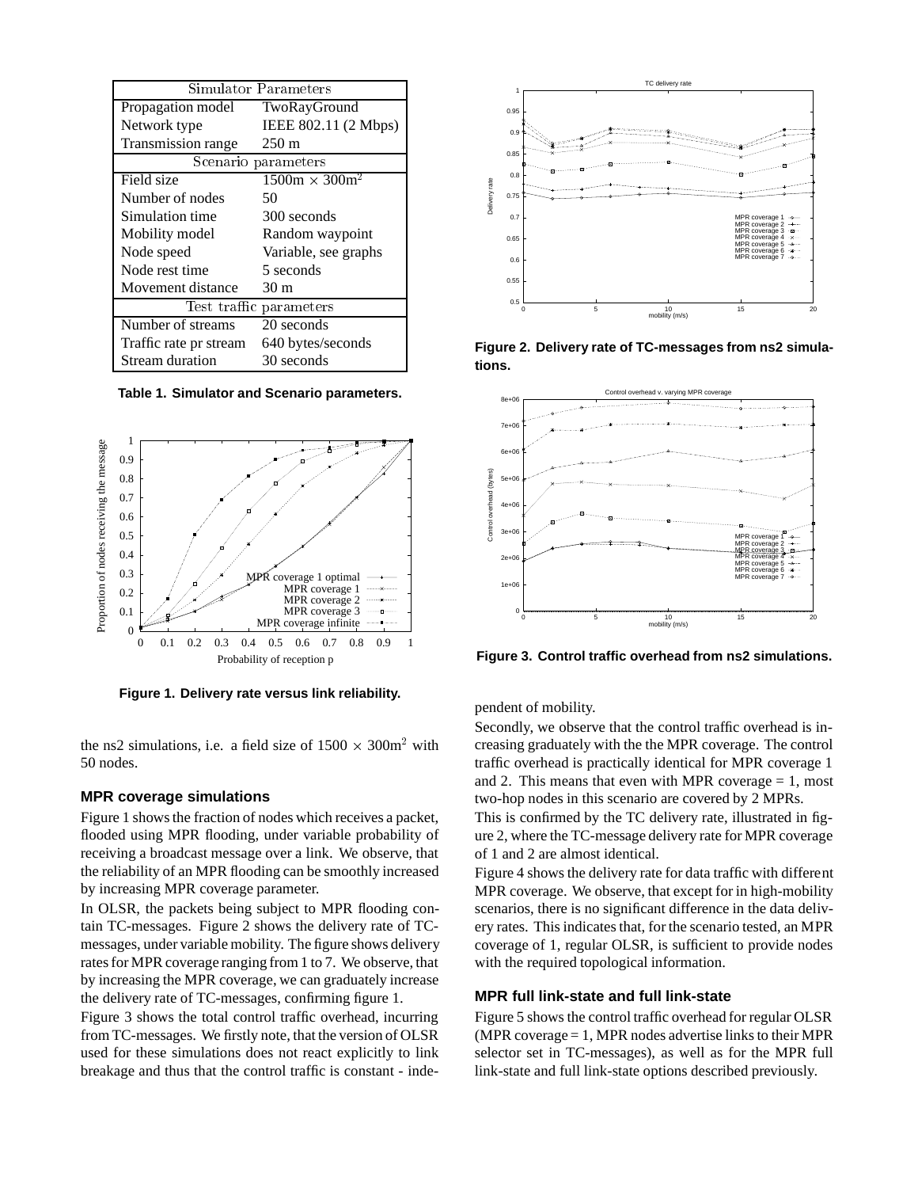| Simulator Parameters | |
|---|---|
| Propagation model | TwoRayGround |
| Network type | IEEE 802.11 (2 Mbps) |
| Transmission range | 250 m |
| Scenario parameters | |
| Field size | $1500\text{m} \times 300\text{m}^2$ |
| Number of nodes | 50 |
| Simulation time | 300 seconds |
| Mobility model | Random waypoint |
| Node speed | Variable, see graphs |
| Node rest time | 5 seconds |
| Movement distance | 30 m |
| Test traffic parameters | |
| Number of streams | 20 seconds |
| Traffic rate pr stream | 640 bytes/seconds |
| Stream duration | 30 seconds |

**Table 1. Simulator and Scenario parameters.**

**Figure 1. Delivery rate versus link reliability.**

the ns2 simulations, i.e. a field size of $1500 \times 300\text{m}^2$ with 50 nodes.

### MPR coverage simulations

Figure 1 shows the fraction of nodes which receives a packet, flooded using MPR flooding, under variable probability of receiving a broadcast message over a link. We observe, that the reliability of an MPR flooding can be smoothly increased by increasing MPR coverage parameter.

In OLSR, the packets being subject to MPR flooding contain TC-messages. Figure 2 shows the delivery rate of TC-messages, under variable mobility. The figure shows delivery rates for MPR coverage ranging from 1 to 7. We observe, that by increasing the MPR coverage, we can gradually increase the delivery rate of TC-messages, confirming figure 1.

Figure 3 shows the total control traffic overhead, incurring from TC-messages. We firstly note, that the version of OLSR used for these simulations does not react explicitly to link breakage and thus that the control traffic is constant - independent of mobility.

**Figure 2. Delivery rate of TC-messages from ns2 simulations.**

**Figure 3. Control traffic overhead from ns2 simulations.**

Secondly, we observe that the control traffic overhead is increasing gradually with the the MPR coverage. The control traffic overhead is practically identical for MPR coverage 1 and 2. This means that even with MPR coverage = 1, most two-hop nodes in this scenario are covered by 2 MPRs.

This is confirmed by the TC delivery rate, illustrated in figure 2, where the TC-message delivery rate for MPR coverage of 1 and 2 are almost identical.

Figure 4 shows the delivery rate for data traffic with different MPR coverage. We observe, that except for in high-mobility scenarios, there is no significant difference in the data delivery rates. This indicates that, for the scenario tested, an MPR coverage of 1, regular OLSR, is sufficient to provide nodes with the required topological information.

### MPR full link-state and full link-state

Figure 5 shows the control traffic overhead for regular OLSR (MPR coverage = 1, MPR nodes advertise links to their MPR selector set in TC-messages), as well as for the MPR full link-state and full link-state options described previously.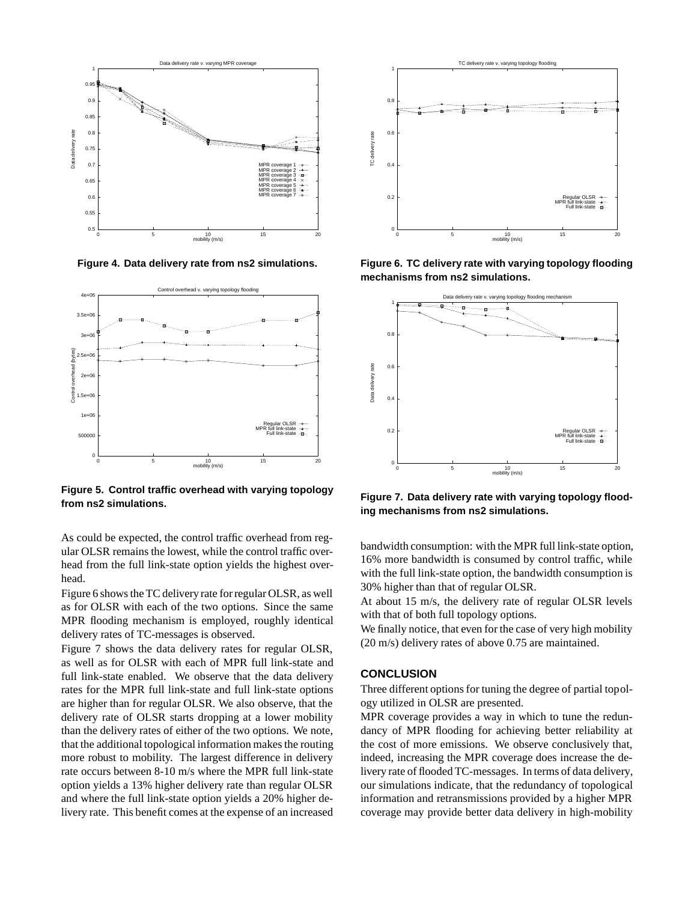Figure 4. Data delivery rate from ns2 simulations.

Figure 5. Control traffic overhead with varying topology from ns2 simulations.

As could be expected, the control traffic overhead from regular OLSR remains the lowest, while the control traffic overhead from the full link-state option yields the highest overhead.

Figure 6 shows the TC delivery rate for regular OLSR, as well as for OLSR with each of the two options. Since the same MPR flooding mechanism is employed, roughly identical delivery rates of TC-messages is observed.

Figure 7 shows the data delivery rates for regular OLSR, as well as for OLSR with each of MPR full link-state and full link-state enabled. We observe that the data delivery rates for the MPR full link-state and full link-state options are higher than for regular OLSR. We also observe, that the delivery rate of OLSR starts dropping at a lower mobility than the delivery rates of either of the two options. We note, that the additional topological information makes the routing more robust to mobility. The largest difference in delivery rate occurs between 8-10 m/s where the MPR full link-state option yields a 13% higher delivery rate than regular OLSR and where the full link-state option yields a 20% higher delivery rate. This benefit comes at the expense of an increased bandwidth consumption: with the MPR full link-state option, 16% more bandwidth is consumed by control traffic, while with the full link-state option, the bandwidth consumption is 30% higher than that of regular OLSR.

Figure 6. TC delivery rate with varying topology flooding mechanisms from ns2 simulations.

Figure 7. Data delivery rate with varying topology flooding mechanisms from ns2 simulations.

At about 15 m/s, the delivery rate of regular OLSR levels with that of both full topology options.

We finally notice, that even for the case of very high mobility (20 m/s) delivery rates of above 0.75 are maintained.

## CONCLUSION

Three different options for tuning the degree of partial topology utilized in OLSR are presented.

MPR coverage provides a way in which to tune the redundancy of MPR flooding for achieving better reliability at the cost of more emissions. We observe conclusively that, indeed, increasing the MPR coverage does increase the delivery rate of flooded TC-messages. In terms of data delivery, our simulations indicate, that the redundancy of topological information and retransmissions provided by a higher MPR coverage may provide better data delivery in high-mobility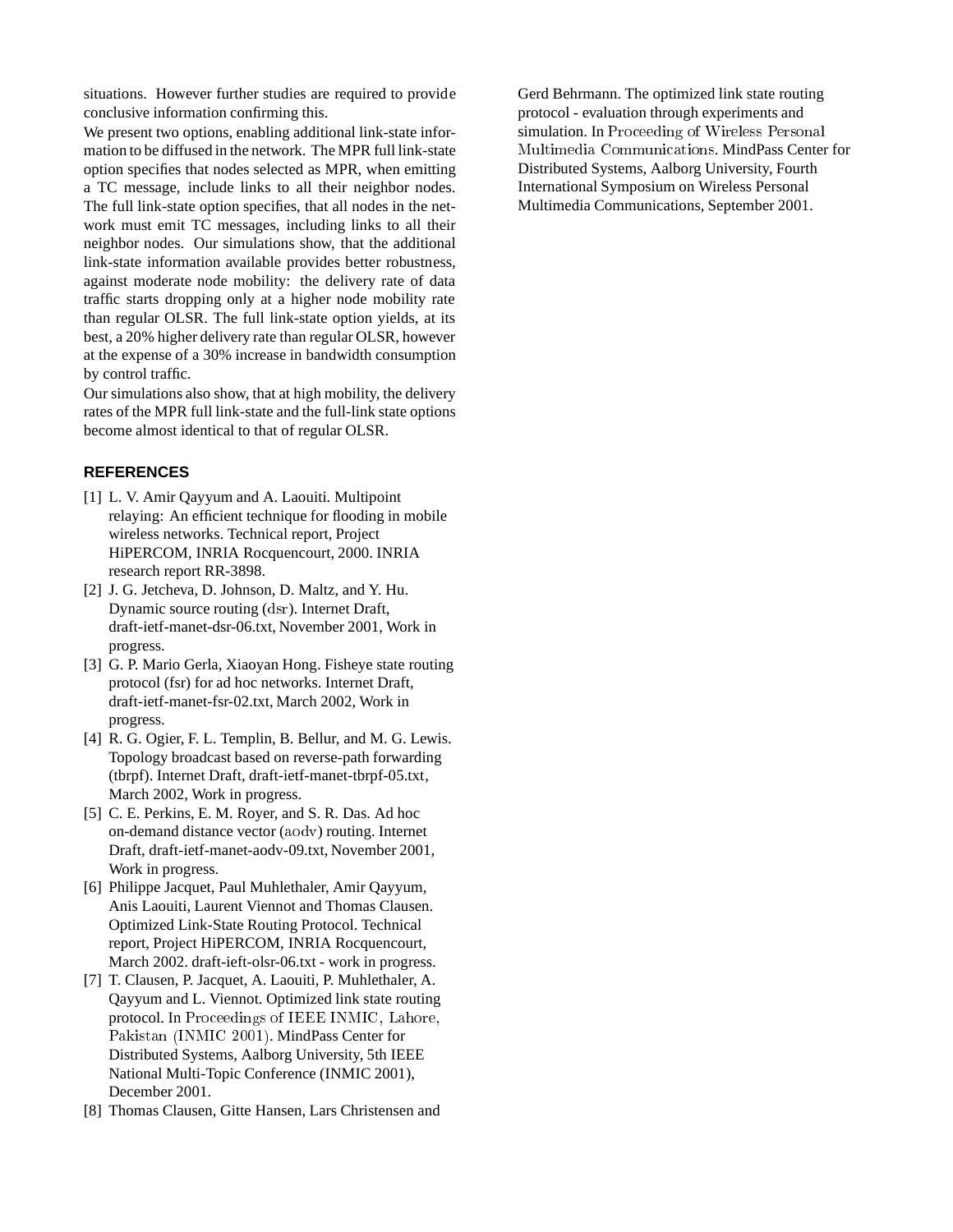situations. However further studies are required to provide conclusive information confirming this.

We present two options, enabling additional link-state information to be diffused in the network. The MPR full link-state option specifies that nodes selected as MPR, when emitting a TC message, include links to all their neighbor nodes. The full link-state option specifies, that all nodes in the network must emit TC messages, including links to all their neighbor nodes. Our simulations show, that the additional link-state information available provides better robustness, against moderate node mobility: the delivery rate of data traffic starts dropping only at a higher node mobility rate than regular OLSR. The full link-state option yields, at its best, a 20% higher delivery rate than regular OLSR, however at the expense of a 30% increase in bandwidth consumption by control traffic.

Our simulations also show, that at high mobility, the delivery rates of the MPR full link-state and the full-link state options become almost identical to that of regular OLSR.

## REFERENCES

[1] L. V. Amir Qayyum and A. Laouiti. Multipoint relaying: An efficient technique for flooding in mobile wireless networks. Technical report, Project HiPERCOM, INRIA Rocquencourt, 2000. INRIA research report RR-3898.

[2] J. G. Jetcheva, D. Johnson, D. Maltz, and Y. Hu. Dynamic source routing (dsr). Internet Draft, draft-ietf-manet-dsr-06.txt, November 2001, Work in progress.

[3] G. P. Mario Gerla, Xiaoyan Hong. Fisheye state routing protocol (fsr) for ad hoc networks. Internet Draft, draft-ietf-manet-fsr-02.txt, March 2002, Work in progress.

[4] R. G. Ogier, F. L. Templin, B. Bellur, and M. G. Lewis. Topology broadcast based on reverse-path forwarding (tbrpf). Internet Draft, draft-ietf-manet-tbrpf-05.txt, March 2002, Work in progress.

[5] C. E. Perkins, E. M. Royer, and S. R. Das. Ad hoc on-demand distance vector (aodv) routing. Internet Draft, draft-ietf-manet-aodv-09.txt, November 2001, Work in progress.

[6] Philippe Jacquet, Paul Muhlethaler, Amir Qayyum, Anis Laouiti, Laurent Viennot and Thomas Clausen. Optimized Link-State Routing Protocol. Technical report, Project HiPERCOM, INRIA Rocquencourt, March 2002. draft-ieft-olsr-06.txt - work in progress.

[7] T. Clausen, P. Jacquet, A. Laouiti, P. Muhlethaler, A. Qayyum and L. Viennot. Optimized link state routing protocol. In Proceedings of IEEE INMIC, Lahore, Pakistan (INMIC 2001). MindPass Center for Distributed Systems, Aalborg University, 5th IEEE National Multi-Topic Conference (INMIC 2001), December 2001.

[8] Thomas Clausen, Gitte Hansen, Lars Christensen and Gerd Behrmann. The optimized link state routing protocol - evaluation through experiments and simulation. In Proceeding of Wireless Personal Multimedia Communications. MindPass Center for Distributed Systems, Aalborg University, Fourth International Symposium on Wireless Personal Multimedia Communications, September 2001.